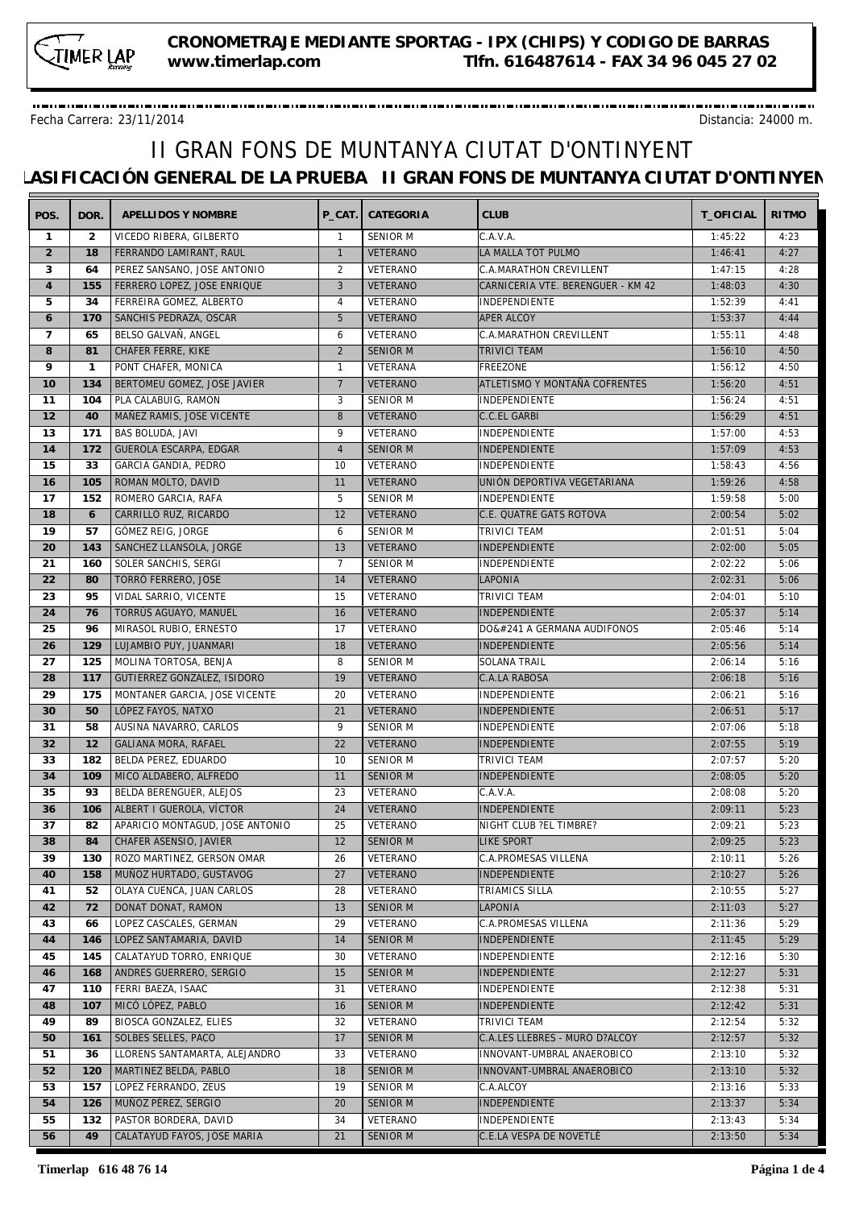**CRONOMETRAJE MEDIANTE SPORTAG - IPX (CHIPS) Y CODIGO DE BARRAS**
**www.timerlap.com Tlfn. 616487614 - FAX 34 96 045 27 02**

Fecha Carrera: 23/11/2014 Distancia: 24000 m.

# II GRAN FONS DE MUNTANYA CIUTAT D'ONTINYENT

## LASIFICACIÓN GENERAL DE LA PRUEBA II GRAN FONS DE MUNTANYA CIUTAT D'ONTINYEN

| POS. | DOR. | APELLIDOS Y NOMBRE | P_CAT. | CATEGORIA | CLUB | T_OFICIAL | RITMO |
|---|---|---|---|---|---|---|---|
| 1 | 2 | VICEDO RIBERA, GILBERTO | 1 | SENIOR M | C.A.V.A. | 1:45:22 | 4:23 |
| 2 | 18 | FERRANDO LAMIRANT, RAUL | 1 | VETERANO | LA MALLA TOT PULMO | 1:46:41 | 4:27 |
| 3 | 64 | PEREZ SANSANO, JOSE ANTONIO | 2 | VETERANO | C.A.MARATHON CREVILLENT | 1:47:15 | 4:28 |
| 4 | 155 | FERRERO LOPEZ, JOSE ENRIQUE | 3 | VETERANO | CARNICERIA VTE. BERENGUER - KM 42 | 1:48:03 | 4:30 |
| 5 | 34 | FERREIRA GOMEZ, ALBERTO | 4 | VETERANO | INDEPENDIENTE | 1:52:39 | 4:41 |
| 6 | 170 | SANCHIS PEDRAZA, OSCAR | 5 | VETERANO | APER ALCOY | 1:53:37 | 4:44 |
| 7 | 65 | BELSO GALVAÑ, ANGEL | 6 | VETERANO | C.A.MARATHON CREVILLENT | 1:55:11 | 4:48 |
| 8 | 81 | CHÁFER FERRE, KIKE | 2 | SENIOR M | TRIVICI TEAM | 1:56:10 | 4:50 |
| 9 | 1 | PONT CHAFER, MONICA | 1 | VETERANA | FREEZONE | 1:56:12 | 4:50 |
| 10 | 134 | BERTOMEU GOMEZ, JOSE JAVIER | 7 | VETERANO | ATLETISMO Y MONTAÑA COFRENTES | 1:56:20 | 4:51 |
| 11 | 104 | PLA CALABUIG, RAMON | 3 | SENIOR M | INDEPENDIENTE | 1:56:24 | 4:51 |
| 12 | 40 | MAÑEZ RAMIS, JOSE VICENTE | 8 | VETERANO | C.C.EL GARBI | 1:56:29 | 4:51 |
| 13 | 171 | BAS BOLUDA, JAVI | 9 | VETERANO | INDEPENDIENTE | 1:57:00 | 4:53 |
| 14 | 172 | GUEROLA ESCARPA, EDGAR | 4 | SENIOR M | INDEPENDIENTE | 1:57:09 | 4:53 |
| 15 | 33 | GARCIA GANDIA, PEDRO | 10 | VETERANO | INDEPENDIENTE | 1:58:43 | 4:56 |
| 16 | 105 | ROMAN MOLTO, DAVID | 11 | VETERANO | UNIÓN DEPORTIVA VEGETARIANA | 1:59:26 | 4:58 |
| 17 | 152 | ROMERO GARCIA, RAFA | 5 | SENIOR M | INDEPENDIENTE | 1:59:58 | 5:00 |
| 18 | 6 | CARRILLO RUZ, RICARDO | 12 | VETERANO | C.E. QUATRE GATS ROTOVA | 2:00:54 | 5:02 |
| 19 | 57 | GÓMEZ REIG, JORGE | 6 | SENIOR M | TRIVICI TEAM | 2:01:51 | 5:04 |
| 20 | 143 | SANCHEZ LLANSOLA, JORGE | 13 | VETERANO | INDEPENDIENTE | 2:02:00 | 5:05 |
| 21 | 160 | SOLER SANCHIS, SERGI | 7 | SENIOR M | INDEPENDIENTE | 2:02:22 | 5:06 |
| 22 | 80 | TORRÓ FERRERO, JOSE | 14 | VETERANO | LAPONIA | 2:02:31 | 5:06 |
| 23 | 95 | VIDAL SARRIO, VICENTE | 15 | VETERANO | TRIVICI TEAM | 2:04:01 | 5:10 |
| 24 | 76 | TORRÚS AGUAYO, MANUEL | 16 | VETERANO | INDEPENDIENTE | 2:05:37 | 5:14 |
| 25 | 96 | MIRASOL RUBIO, ERNESTO | 17 | VETERANO | DO&#241 A GERMANA AUDIFONOS | 2:05:46 | 5:14 |
| 26 | 129 | LUJAMBIO PUY, JUANMARI | 18 | VETERANO | INDEPENDIENTE | 2:05:56 | 5:14 |
| 27 | 125 | MOLINA TORTOSA, BENJA | 8 | SENIOR M | SOLANA TRAIL | 2:06:14 | 5:16 |
| 28 | 117 | GUTIERREZ GONZALEZ, ISIDORO | 19 | VETERANO | C.A.LA RABOSA | 2:06:18 | 5:16 |
| 29 | 175 | MONTANER GARCIA, JOSE VICENTE | 20 | VETERANO | INDEPENDIENTE | 2:06:21 | 5:16 |
| 30 | 50 | LÓPEZ FAYOS, NATXO | 21 | VETERANO | INDEPENDIENTE | 2:06:51 | 5:17 |
| 31 | 58 | AUSINA NAVARRO, CARLOS | 9 | SENIOR M | INDEPENDIENTE | 2:07:06 | 5:18 |
| 32 | 12 | GALIANA MORA, RAFAEL | 22 | VETERANO | INDEPENDIENTE | 2:07:55 | 5:19 |
| 33 | 182 | BELDA PEREZ, EDUARDO | 10 | SENIOR M | TRIVICI TEAM | 2:07:57 | 5:20 |
| 34 | 109 | MICO ALDABERO, ALFREDO | 11 | SENIOR M | INDEPENDIENTE | 2:08:05 | 5:20 |
| 35 | 93 | BELDA BERENGUER, ALEJOS | 23 | VETERANO | C.A.V.A. | 2:08:08 | 5:20 |
| 36 | 106 | ALBERT I GUEROLA, VÍCTOR | 24 | VETERANO | INDEPENDIENTE | 2:09:11 | 5:23 |
| 37 | 82 | APARICIO MONTAGUD, JOSE ANTONIO | 25 | VETERANO | NIGHT CLUB ?EL TIMBRE? | 2:09:21 | 5:23 |
| 38 | 84 | CHAFER ASENSIO, JAVIER | 12 | SENIOR M | LIKE SPORT | 2:09:25 | 5:23 |
| 39 | 130 | ROZO MARTINEZ, GERSON OMAR | 26 | VETERANO | C.A.PROMESAS VILLENA | 2:10:11 | 5:26 |
| 40 | 158 | MUÑOZ HURTADO, GUSTAVOG | 27 | VETERANO | INDEPENDIENTE | 2:10:27 | 5:26 |
| 41 | 52 | OLAYA CUENCA, JUAN CARLOS | 28 | VETERANO | TRIAMICS SILLA | 2:10:55 | 5:27 |
| 42 | 72 | DONAT DONAT, RAMON | 13 | SENIOR M | LAPONIA | 2:11:03 | 5:27 |
| 43 | 66 | LOPEZ CASCALES, GERMAN | 29 | VETERANO | C.A.PROMESAS VILLENA | 2:11:36 | 5:29 |
| 44 | 146 | LOPEZ SANTAMARIA, DAVID | 14 | SENIOR M | INDEPENDIENTE | 2:11:45 | 5:29 |
| 45 | 145 | CALATAYUD TORRO, ENRIQUE | 30 | VETERANO | INDEPENDIENTE | 2:12:16 | 5:30 |
| 46 | 168 | ANDRES GUERRERO, SERGIO | 15 | SENIOR M | INDEPENDIENTE | 2:12:27 | 5:31 |
| 47 | 110 | FERRI BAEZA, ISAAC | 31 | VETERANO | INDEPENDIENTE | 2:12:38 | 5:31 |
| 48 | 107 | MICÓ LÓPEZ, PABLO | 16 | SENIOR M | INDEPENDIENTE | 2:12:42 | 5:31 |
| 49 | 89 | BIOSCA GONZALEZ, ELIES | 32 | VETERANO | TRIVICI TEAM | 2:12:54 | 5:32 |
| 50 | 161 | SOLBES SELLES, PACO | 17 | SENIOR M | C.A.LES LLEBRES - MURO D?ALCOY | 2:12:57 | 5:32 |
| 51 | 36 | LLORENS SANTAMARTA, ALEJANDRO | 33 | VETERANO | INNOVANT-UMBRAL ANAEROBICO | 2:13:10 | 5:32 |
| 52 | 120 | MARTINEZ BELDA, PABLO | 18 | SENIOR M | INNOVANT-UMBRAL ANAEROBICO | 2:13:10 | 5:32 |
| 53 | 157 | LOPEZ FERRANDO, ZEUS | 19 | SENIOR M | C.A.ALCOY | 2:13:16 | 5:33 |
| 54 | 126 | MUÑOZ PÉREZ, SERGIO | 20 | SENIOR M | INDEPENDIENTE | 2:13:37 | 5:34 |
| 55 | 132 | PASTOR BORDERA, DAVID | 34 | VETERANO | INDEPENDIENTE | 2:13:43 | 5:34 |
| 56 | 49 | CALATAYUD FAYOS, JOSE MARIA | 21 | SENIOR M | C.E.LA VESPA DE NOVETLÉ | 2:13:50 | 5:34 |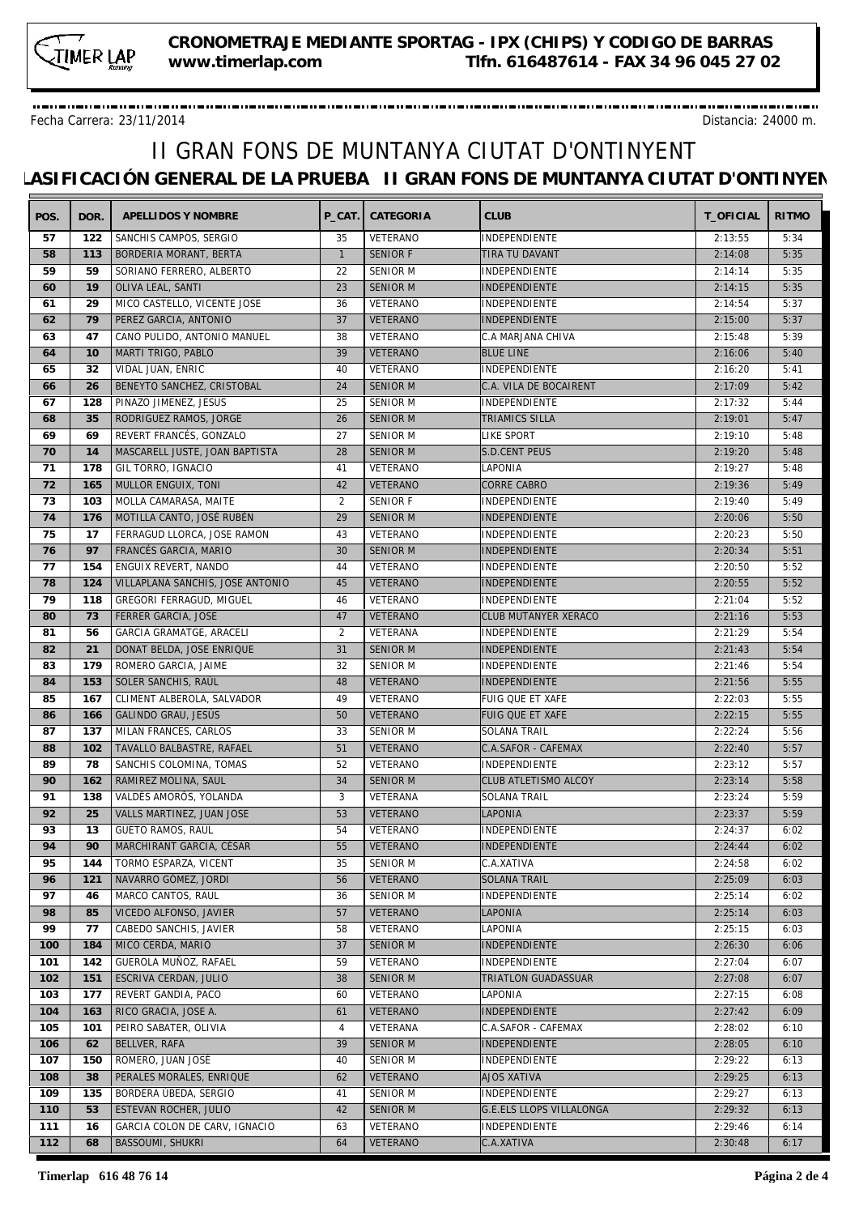Fecha Carrera: 23/11/2014

Distancia: 24000 m.

# II GRAN FONS DE MUNTANYA CIUTAT D'ONTINYENT

## LASIFICACIÓN GENERAL DE LA PRUEBA II GRAN FONS DE MUNTANYA CIUTAT D'ONTINYEN

| POS. | DOR. | APELLIDOS Y NOMBRE | P_CAT. | CATEGORIA | CLUB | T_OFICIAL | RITMO |
|---|---|---|---|---|---|---|---|
| 57 | 122 | SANCHIS CAMPOS, SERGIO | 35 | VETERANO | INDEPENDIENTE | 2:13:55 | 5:34 |
| 58 | 113 | BORDERIA MORANT, BERTA | 1 | SENIOR F | TIRA TU DAVANT | 2:14:08 | 5:35 |
| 59 | 59 | SORIANO FERRERO, ALBERTO | 22 | SENIOR M | INDEPENDIENTE | 2:14:14 | 5:35 |
| 60 | 19 | OLIVA LEAL, SANTI | 23 | SENIOR M | INDEPENDIENTE | 2:14:15 | 5:35 |
| 61 | 29 | MICO CASTELLO, VICENTE JOSE | 36 | VETERANO | INDEPENDIENTE | 2:14:54 | 5:37 |
| 62 | 79 | PEREZ GARCIA, ANTONIO | 37 | VETERANO | INDEPENDIENTE | 2:15:00 | 5:37 |
| 63 | 47 | CANO PULIDO, ANTONIO MANUEL | 38 | VETERANO | C.A MARJANA CHIVA | 2:15:48 | 5:39 |
| 64 | 10 | MARTI TRIGO, PABLO | 39 | VETERANO | BLUE LINE | 2:16:06 | 5:40 |
| 65 | 32 | VIDAL JUAN, ENRIC | 40 | VETERANO | INDEPENDIENTE | 2:16:20 | 5:41 |
| 66 | 26 | BENEYTO SANCHEZ, CRISTOBAL | 24 | SENIOR M | C.A. VILA DE BOCAIRENT | 2:17:09 | 5:42 |
| 67 | 128 | PINAZO JIMENEZ, JESUS | 25 | SENIOR M | INDEPENDIENTE | 2:17:32 | 5:44 |
| 68 | 35 | RODRIGUEZ RAMOS, JORGE | 26 | SENIOR M | TRIAMICS SILLA | 2:19:01 | 5:47 |
| 69 | 69 | REVERT FRANCÉS, GONZALO | 27 | SENIOR M | LIKE SPORT | 2:19:10 | 5:48 |
| 70 | 14 | MASCARELL JUSTE, JOAN BAPTISTA | 28 | SENIOR M | S.D.CENT PEUS | 2:19:20 | 5:48 |
| 71 | 178 | GIL TORRO, IGNACIO | 41 | VETERANO | LAPONIA | 2:19:27 | 5:48 |
| 72 | 165 | MULLOR ENGUIX, TONI | 42 | VETERANO | CORRE CABRO | 2:19:36 | 5:49 |
| 73 | 103 | MOLLA CAMARASA, MAITE | 2 | SENIOR F | INDEPENDIENTE | 2:19:40 | 5:49 |
| 74 | 176 | MOTILLA CANTO, JOSÉ RUBÉN | 29 | SENIOR M | INDEPENDIENTE | 2:20:06 | 5:50 |
| 75 | 17 | FERRAGUD LLORCA, JOSE RAMON | 43 | VETERANO | INDEPENDIENTE | 2:20:23 | 5:50 |
| 76 | 97 | FRANCÉS GARCIA, MARIO | 30 | SENIOR M | INDEPENDIENTE | 2:20:34 | 5:51 |
| 77 | 154 | ENGUIX REVERT, NANDO | 44 | VETERANO | INDEPENDIENTE | 2:20:50 | 5:52 |
| 78 | 124 | VILLAPLANA SANCHIS, JOSE ANTONIO | 45 | VETERANO | INDEPENDIENTE | 2:20:55 | 5:52 |
| 79 | 118 | GREGORI FERRAGUD, MIGUEL | 46 | VETERANO | INDEPENDIENTE | 2:21:04 | 5:52 |
| 80 | 73 | FERRER GARCIA, JOSE | 47 | VETERANO | CLUB MUTANYER XERACO | 2:21:16 | 5:53 |
| 81 | 56 | GARCIA GRAMATGE, ARACELI | 2 | VETERANA | INDEPENDIENTE | 2:21:29 | 5:54 |
| 82 | 21 | DONAT BELDA, JOSE ENRIQUE | 31 | SENIOR M | INDEPENDIENTE | 2:21:43 | 5:54 |
| 83 | 179 | ROMERO GARCIA, JAIME | 32 | SENIOR M | INDEPENDIENTE | 2:21:46 | 5:54 |
| 84 | 153 | SOLER SANCHIS, RAÚL | 48 | VETERANO | INDEPENDIENTE | 2:21:56 | 5:55 |
| 85 | 167 | CLIMENT ALBEROLA, SALVADOR | 49 | VETERANO | FUIG QUE ET XAFE | 2:22:03 | 5:55 |
| 86 | 166 | GALINDO GRAU, JESÚS | 50 | VETERANO | FUIG QUE ET XAFE | 2:22:15 | 5:55 |
| 87 | 137 | MILAN FRANCES, CARLOS | 33 | SENIOR M | SOLANA TRAIL | 2:22:24 | 5:56 |
| 88 | 102 | TAVALLO BALBASTRE, RAFAEL | 51 | VETERANO | C.A.SAFOR - CAFEMAX | 2:22:40 | 5:57 |
| 89 | 78 | SANCHIS COLOMINA, TOMAS | 52 | VETERANO | INDEPENDIENTE | 2:23:12 | 5:57 |
| 90 | 162 | RAMIREZ MOLINA, SAUL | 34 | SENIOR M | CLUB ATLETISMO ALCOY | 2:23:14 | 5:58 |
| 91 | 138 | VALDÉS AMORÓS, YOLANDA | 3 | VETERANA | SOLANA TRAIL | 2:23:24 | 5:59 |
| 92 | 25 | VALLS MARTINEZ, JUAN JOSE | 53 | VETERANO | LAPONIA | 2:23:37 | 5:59 |
| 93 | 13 | GUETO RAMOS, RAUL | 54 | VETERANO | INDEPENDIENTE | 2:24:37 | 6:02 |
| 94 | 90 | MARCHIRANT GARCIA, CÉSAR | 55 | VETERANO | INDEPENDIENTE | 2:24:44 | 6:02 |
| 95 | 144 | TORMO ESPARZA, VICENT | 35 | SENIOR M | C.A.XATIVA | 2:24:58 | 6:02 |
| 96 | 121 | NAVARRO GÓMEZ, JORDI | 56 | VETERANO | SOLANA TRAIL | 2:25:09 | 6:03 |
| 97 | 46 | MARCO CANTOS, RAUL | 36 | SENIOR M | INDEPENDIENTE | 2:25:14 | 6:02 |
| 98 | 85 | VICEDO ALFONSO, JAVIER | 57 | VETERANO | LAPONIA | 2:25:14 | 6:03 |
| 99 | 77 | CABEDO SANCHIS, JAVIER | 58 | VETERANO | LAPONIA | 2:25:15 | 6:03 |
| 100 | 184 | MICO CERDA, MARIO | 37 | SENIOR M | INDEPENDIENTE | 2:26:30 | 6:06 |
| 101 | 142 | GUEROLA MUÑOZ, RAFAEL | 59 | VETERANO | INDEPENDIENTE | 2:27:04 | 6:07 |
| 102 | 151 | ESCRIVA CERDAN, JULIO | 38 | SENIOR M | TRIATLON GUADASSUAR | 2:27:08 | 6:07 |
| 103 | 177 | REVERT GANDIA, PACO | 60 | VETERANO | LAPONIA | 2:27:15 | 6:08 |
| 104 | 163 | RICO GRACIA, JOSE A. | 61 | VETERANO | INDEPENDIENTE | 2:27:42 | 6:09 |
| 105 | 101 | PEIRO SABATER, OLIVIA | 4 | VETERANA | C.A.SAFOR - CAFEMAX | 2:28:02 | 6:10 |
| 106 | 62 | BELLVER, RAFA | 39 | SENIOR M | INDEPENDIENTE | 2:28:05 | 6:10 |
| 107 | 150 | ROMERO, JUAN JOSÉ | 40 | SENIOR M | INDEPENDIENTE | 2:29:22 | 6:13 |
| 108 | 38 | PERALES MORALES, ENRIQUE | 62 | VETERANO | AJOS XATIVA | 2:29:25 | 6:13 |
| 109 | 135 | BORDERA ÚBEDA, SERGIO | 41 | SENIOR M | INDEPENDIENTE | 2:29:27 | 6:13 |
| 110 | 53 | ESTEVAN ROCHER, JULIO | 42 | SENIOR M | G.E.ELS LLOPS VILLALONGA | 2:29:32 | 6:13 |
| 111 | 16 | GARCIA COLON DE CARV, IGNACIO | 63 | VETERANO | INDEPENDIENTE | 2:29:46 | 6:14 |
| 112 | 68 | BASSOUMI, SHUKRI | 64 | VETERANO | C.A.XATIVA | 2:30:48 | 6:17 |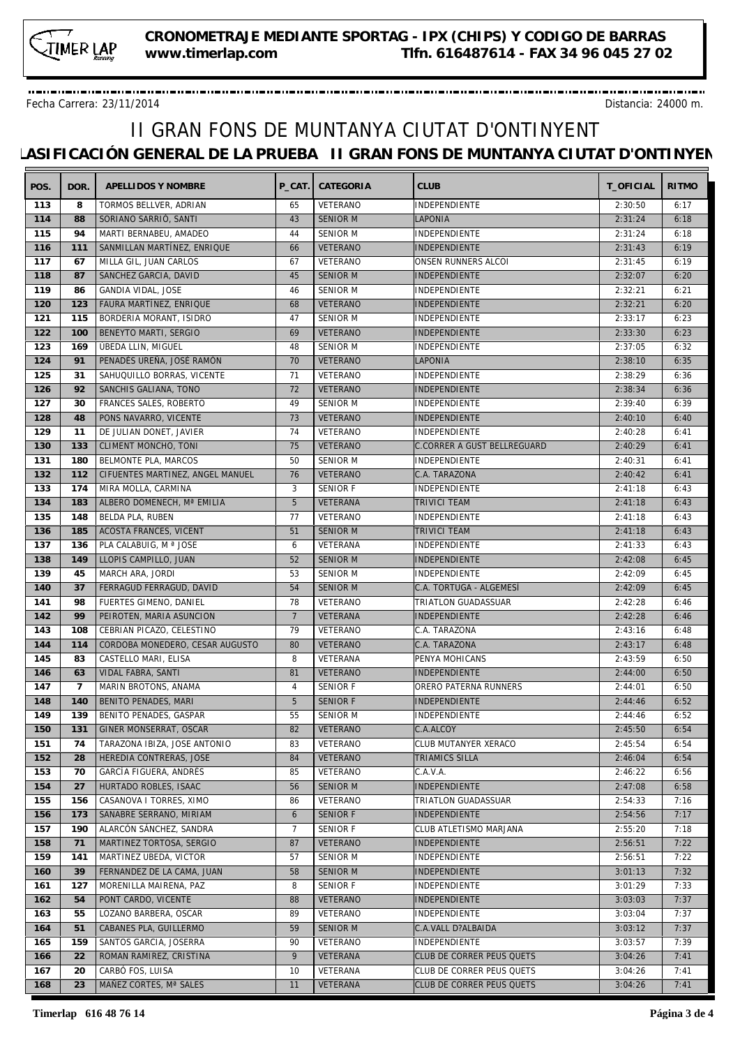**CRONOMETRAJE MEDIANTE SPORTAG - IPX (CHIPS) Y CODIGO DE BARRAS**
**www.timerlap.com Tlfn. 616487614 - FAX 34 96 045 27 02**

Fecha Carrera: 23/11/2014 Distancia: 24000 m.

# II GRAN FONS DE MUNTANYA CIUTAT D'ONTINYENT

## LASIFICACIÓN GENERAL DE LA PRUEBA II GRAN FONS DE MUNTANYA CIUTAT D'ONTINYEN

| POS. | DOR. | APELLIDOS Y NOMBRE | P_CAT. | CATEGORIA | CLUB | T_OFICIAL | RITMO |
|---|---|---|---|---|---|---|---|
| 113 | 8 | TORMOS BELLVER, ADRIAN | 65 | VETERANO | INDEPENDIENTE | 2:30:50 | 6:17 |
| 114 | 88 | SORIANO SARRIÓ, SANTI | 43 | SENIOR M | LAPONIA | 2:31:24 | 6:18 |
| 115 | 94 | MARTI BERNABEU, AMADEO | 44 | SENIOR M | INDEPENDIENTE | 2:31:24 | 6:18 |
| 116 | 111 | SANMILLAN MARTÍNEZ, ENRIQUE | 66 | VETERANO | INDEPENDIENTE | 2:31:43 | 6:19 |
| 117 | 67 | MILLA GIL, JUAN CARLOS | 67 | VETERANO | ONSEN RUNNERS ALCOI | 2:31:45 | 6:19 |
| 118 | 87 | SANCHEZ GARCIA, DAVID | 45 | SENIOR M | INDEPENDIENTE | 2:32:07 | 6:20 |
| 119 | 86 | GANDIA VIDAL, JOSE | 46 | SENIOR M | INDEPENDIENTE | 2:32:21 | 6:21 |
| 120 | 123 | FAURA MARTÍNEZ, ENRIQUE | 68 | VETERANO | INDEPENDIENTE | 2:32:21 | 6:20 |
| 121 | 115 | BORDERIA MORANT, ISIDRO | 47 | SENIOR M | INDEPENDIENTE | 2:33:17 | 6:23 |
| 122 | 100 | BENEYTO MARTI, SERGIO | 69 | VETERANO | INDEPENDIENTE | 2:33:30 | 6:23 |
| 123 | 169 | ÚBEDA LLIN, MIGUEL | 48 | SENIOR M | INDEPENDIENTE | 2:37:05 | 6:32 |
| 124 | 91 | PENADÉS UREÑA, JOSÉ RAMÓN | 70 | VETERANO | LAPONIA | 2:38:10 | 6:35 |
| 125 | 31 | SAHUQUILLO BORRAS, VICENTE | 71 | VETERANO | INDEPENDIENTE | 2:38:29 | 6:36 |
| 126 | 92 | SANCHIS GALIANA, TONO | 72 | VETERANO | INDEPENDIENTE | 2:38:34 | 6:36 |
| 127 | 30 | FRANCES SALES, ROBERTO | 49 | SENIOR M | INDEPENDIENTE | 2:39:40 | 6:39 |
| 128 | 48 | PONS NAVARRO, VICENTE | 73 | VETERANO | INDEPENDIENTE | 2:40:10 | 6:40 |
| 129 | 11 | DE JULIAN DONET, JAVIER | 74 | VETERANO | INDEPENDIENTE | 2:40:28 | 6:41 |
| 130 | 133 | CLIMENT MONCHO, TONI | 75 | VETERANO | C.CORRER A GUST BELLREGUARD | 2:40:29 | 6:41 |
| 131 | 180 | BELMONTE PLA, MARCOS | 50 | SENIOR M | INDEPENDIENTE | 2:40:31 | 6:41 |
| 132 | 112 | CIFUENTES MARTINEZ, ANGEL MANUEL | 76 | VETERANO | C.A. TARAZONA | 2:40:42 | 6:41 |
| 133 | 174 | MIRA MOLLA, CARMINA | 3 | SENIOR F | INDEPENDIENTE | 2:41:18 | 6:43 |
| 134 | 183 | ALBERO DOMENECH, Mª EMILIA | 5 | VETERANA | TRIVICI TEAM | 2:41:18 | 6:43 |
| 135 | 148 | BELDA PLA, RUBEN | 77 | VETERANO | INDEPENDIENTE | 2:41:18 | 6:43 |
| 136 | 185 | ACOSTA FRANCES, VICENT | 51 | SENIOR M | TRIVICI TEAM | 2:41:18 | 6:43 |
| 137 | 136 | PLA CALABUIG, M ª JOSE | 6 | VETERANA | INDEPENDIENTE | 2:41:33 | 6:43 |
| 138 | 149 | LLOPIS CAMPILLO, JUAN | 52 | SENIOR M | INDEPENDIENTE | 2:42:08 | 6:45 |
| 139 | 45 | MARCH ARA, JORDI | 53 | SENIOR M | INDEPENDIENTE | 2:42:09 | 6:45 |
| 140 | 37 | FERRAGUD FERRAGUD, DAVID | 54 | SENIOR M | C.A. TORTUGA - ALGEMESÍ | 2:42:09 | 6:45 |
| 141 | 98 | FUERTES GIMENO, DANIEL | 78 | VETERANO | TRIATLON GUADASSUAR | 2:42:28 | 6:46 |
| 142 | 99 | PEIROTEN, MARIA ASUNCION | 7 | VETERANA | INDEPENDIENTE | 2:42:28 | 6:46 |
| 143 | 108 | CEBRIAN PICAZO, CELESTINO | 79 | VETERANO | C.A. TARAZONA | 2:43:16 | 6:48 |
| 144 | 114 | CORDOBA MONEDERO, CESAR AUGUSTO | 80 | VETERANO | C.A. TARAZONA | 2:43:17 | 6:48 |
| 145 | 83 | CASTELLO MARI, ELISA | 8 | VETERANA | PENYA MOHICANS | 2:43:59 | 6:50 |
| 146 | 63 | VIDAL FABRA, SANTI | 81 | VETERANO | INDEPENDIENTE | 2:44:00 | 6:50 |
| 147 | 7 | MARIN BROTONS, ANAMA | 4 | SENIOR F | ORERO PATERNA RUNNERS | 2:44:01 | 6:50 |
| 148 | 140 | BENITO PENADES, MARI | 5 | SENIOR F | INDEPENDIENTE | 2:44:46 | 6:52 |
| 149 | 139 | BENITO PENADES, GASPAR | 55 | SENIOR M | INDEPENDIENTE | 2:44:46 | 6:52 |
| 150 | 131 | GINER MONSERRAT, OSCAR | 82 | VETERANO | C.A.ALCOY | 2:45:50 | 6:54 |
| 151 | 74 | TARAZONA IBIZA, JOSE ANTONIO | 83 | VETERANO | CLUB MUTANYER XERACO | 2:45:54 | 6:54 |
| 152 | 28 | HEREDIA CONTRERAS, JOSE | 84 | VETERANO | TRIAMICS SILLA | 2:46:04 | 6:54 |
| 153 | 70 | GARCÍA FIGUERA, ANDRÉS | 85 | VETERANO | C.A.V.A. | 2:46:22 | 6:56 |
| 154 | 27 | HURTADO ROBLES, ISAAC | 56 | SENIOR M | INDEPENDIENTE | 2:47:08 | 6:58 |
| 155 | 156 | CASANOVA I TORRES, XIMO | 86 | VETERANO | TRIATLON GUADASSUAR | 2:54:33 | 7:16 |
| 156 | 173 | SANABRE SERRANO, MIRIAM | 6 | SENIOR F | INDEPENDIENTE | 2:54:56 | 7:17 |
| 157 | 190 | ALARCÓN SÁNCHEZ, SANDRA | 7 | SENIOR F | CLUB ATLETISMO MARJANA | 2:55:20 | 7:18 |
| 158 | 71 | MARTINEZ TORTOSA, SERGIO | 87 | VETERANO | INDEPENDIENTE | 2:56:51 | 7:22 |
| 159 | 141 | MARTINEZ UBEDA, VICTOR | 57 | SENIOR M | INDEPENDIENTE | 2:56:51 | 7:22 |
| 160 | 39 | FERNANDEZ DE LA CAMA, JUAN | 58 | SENIOR M | INDEPENDIENTE | 3:01:13 | 7:32 |
| 161 | 127 | MORENILLA MAIRENA, PAZ | 8 | SENIOR F | INDEPENDIENTE | 3:01:29 | 7:33 |
| 162 | 54 | PONT CARDO, VICENTE | 88 | VETERANO | INDEPENDIENTE | 3:03:03 | 7:37 |
| 163 | 55 | LOZANO BARBERA, OSCAR | 89 | VETERANO | INDEPENDIENTE | 3:03:04 | 7:37 |
| 164 | 51 | CABANES PLA, GUILLERMO | 59 | SENIOR M | C.A.VALL D?ALBAIDA | 3:03:12 | 7:37 |
| 165 | 159 | SANTOS GARCIA, JOSERRA | 90 | VETERANO | INDEPENDIENTE | 3:03:57 | 7:39 |
| 166 | 22 | ROMAN RAMIREZ, CRISTINA | 9 | VETERANA | CLUB DE CORRER PEUS QUETS | 3:04:26 | 7:41 |
| 167 | 20 | CARBÓ FOS, LUISA | 10 | VETERANA | CLUB DE CORRER PEUS QUETS | 3:04:26 | 7:41 |
| 168 | 23 | MAÑEZ CORTES, Mª SALES | 11 | VETERANA | CLUB DE CORRER PEUS QUETS | 3:04:26 | 7:41 |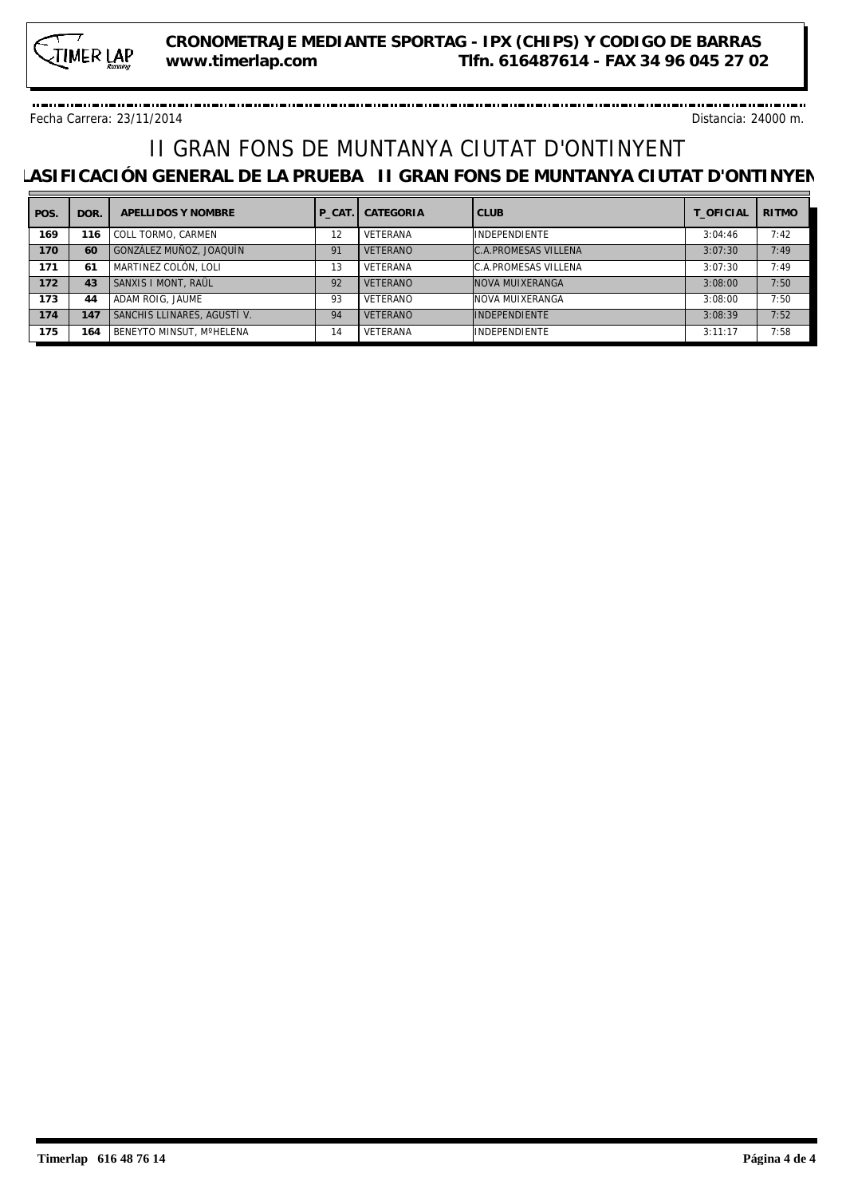**CRONOMETRAJE MEDIANTE SPORTAG - IPX (CHIPS) Y CODIGO DE BARRAS**
**www.timerlap.com** **Tlfn. 616487614 - FAX 34 96 045 27 02**

Fecha Carrera: 23/11/2014 Distancia: 24000 m.

# II GRAN FONS DE MUNTANYA CIUTAT D'ONTINYENT

## LASIFICACIÓN GENERAL DE LA PRUEBA II GRAN FONS DE MUNTANYA CIUTAT D'ONTINYEN

| POS. | DOR. | APELLIDOS Y NOMBRE | P_CAT. | CATEGORIA | CLUB | T_OFICIAL | RITMO |
|---|---|---|---|---|---|---|---|
| 169 | 116 | COLL TORMO, CARMEN | 12 | VETERANA | INDEPENDIENTE | 3:04:46 | 7:42 |
| 170 | 60 | GONZÁLEZ MUÑOZ, JOAQUÍN | 91 | VETERANO | C.A.PROMESAS VILLENA | 3:07:30 | 7:49 |
| 171 | 61 | MARTINEZ COLÓN, LOLI | 13 | VETERANA | C.A.PROMESAS VILLENA | 3:07:30 | 7:49 |
| 172 | 43 | SANXIS I MONT, RAÜL | 92 | VETERANO | NOVA MUIXERANGA | 3:08:00 | 7:50 |
| 173 | 44 | ADAM ROIG, JAUME | 93 | VETERANO | NOVA MUIXERANGA | 3:08:00 | 7:50 |
| 174 | 147 | SANCHIS LLINARES, AGUSTÍ V. | 94 | VETERANO | INDEPENDIENTE | 3:08:39 | 7:52 |
| 175 | 164 | BENEYTO MINSUT, MªHELENA | 14 | VETERANA | INDEPENDIENTE | 3:11:17 | 7:58 |